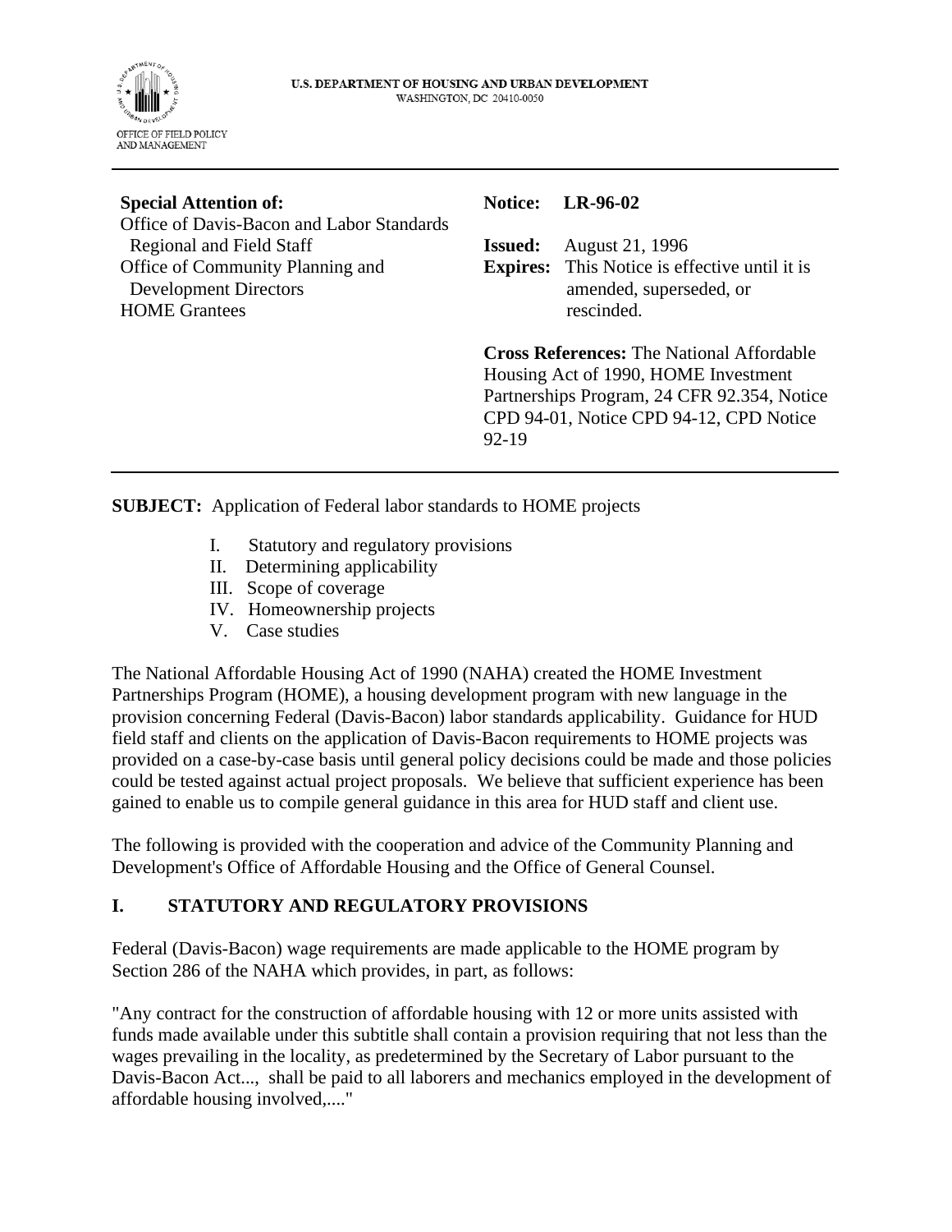U.S. DEPARTMENT OF HOUSING AND URBAN DEVELOPMENT
WASHINGTON, DC 20410-0050

OFFICE OF FIELD POLICY AND MANAGEMENT

---

**Special Attention of:**
Office of Davis-Bacon and Labor Standards Regional and Field Staff
Office of Community Planning and Development Directors
HOME Grantees

**Notice:** **LR-96-02**

**Issued:** August 21, 1996

**Expires:** This Notice is effective until it is amended, superseded, or rescinded.

**Cross References:** The National Affordable Housing Act of 1990, HOME Investment Partnerships Program, 24 CFR 92.354, Notice CPD 94-01, Notice CPD 94-12, CPD Notice 92-19

---

**SUBJECT:** Application of Federal labor standards to HOME projects

I. Statutory and regulatory provisions
II. Determining applicability
III. Scope of coverage
IV. Homeownership projects
V. Case studies

The National Affordable Housing Act of 1990 (NAHA) created the HOME Investment Partnerships Program (HOME), a housing development program with new language in the provision concerning Federal (Davis-Bacon) labor standards applicability. Guidance for HUD field staff and clients on the application of Davis-Bacon requirements to HOME projects was provided on a case-by-case basis until general policy decisions could be made and those policies could be tested against actual project proposals. We believe that sufficient experience has been gained to enable us to compile general guidance in this area for HUD staff and client use.

The following is provided with the cooperation and advice of the Community Planning and Development's Office of Affordable Housing and the Office of General Counsel.

## I. STATUTORY AND REGULATORY PROVISIONS

Federal (Davis-Bacon) wage requirements are made applicable to the HOME program by Section 286 of the NAHA which provides, in part, as follows:

"Any contract for the construction of affordable housing with 12 or more units assisted with funds made available under this subtitle shall contain a provision requiring that not less than the wages prevailing in the locality, as predetermined by the Secretary of Labor pursuant to the Davis-Bacon Act..., shall be paid to all laborers and mechanics employed in the development of affordable housing involved,...."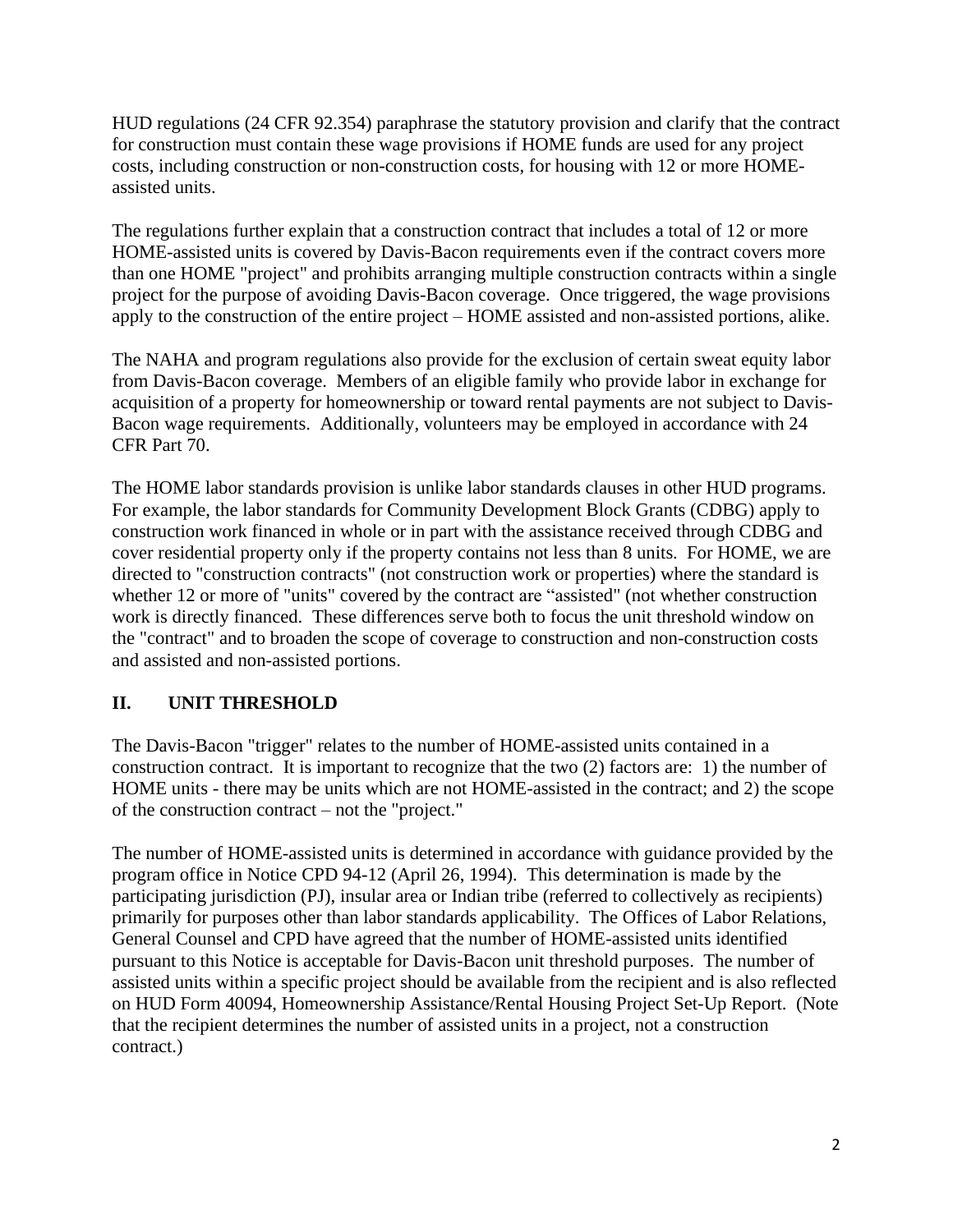HUD regulations (24 CFR 92.354) paraphrase the statutory provision and clarify that the contract for construction must contain these wage provisions if HOME funds are used for any project costs, including construction or non-construction costs, for housing with 12 or more HOME-assisted units.

The regulations further explain that a construction contract that includes a total of 12 or more HOME-assisted units is covered by Davis-Bacon requirements even if the contract covers more than one HOME "project" and prohibits arranging multiple construction contracts within a single project for the purpose of avoiding Davis-Bacon coverage. Once triggered, the wage provisions apply to the construction of the entire project – HOME assisted and non-assisted portions, alike.

The NAHA and program regulations also provide for the exclusion of certain sweat equity labor from Davis-Bacon coverage. Members of an eligible family who provide labor in exchange for acquisition of a property for homeownership or toward rental payments are not subject to Davis-Bacon wage requirements. Additionally, volunteers may be employed in accordance with 24 CFR Part 70.

The HOME labor standards provision is unlike labor standards clauses in other HUD programs. For example, the labor standards for Community Development Block Grants (CDBG) apply to construction work financed in whole or in part with the assistance received through CDBG and cover residential property only if the property contains not less than 8 units. For HOME, we are directed to "construction contracts" (not construction work or properties) where the standard is whether 12 or more of "units" covered by the contract are "assisted" (not whether construction work is directly financed. These differences serve both to focus the unit threshold window on the "contract" and to broaden the scope of coverage to construction and non-construction costs and assisted and non-assisted portions.

## II. UNIT THRESHOLD

The Davis-Bacon "trigger" relates to the number of HOME-assisted units contained in a construction contract. It is important to recognize that the two (2) factors are: 1) the number of HOME units - there may be units which are not HOME-assisted in the contract; and 2) the scope of the construction contract – not the "project."

The number of HOME-assisted units is determined in accordance with guidance provided by the program office in Notice CPD 94-12 (April 26, 1994). This determination is made by the participating jurisdiction (PJ), insular area or Indian tribe (referred to collectively as recipients) primarily for purposes other than labor standards applicability. The Offices of Labor Relations, General Counsel and CPD have agreed that the number of HOME-assisted units identified pursuant to this Notice is acceptable for Davis-Bacon unit threshold purposes. The number of assisted units within a specific project should be available from the recipient and is also reflected on HUD Form 40094, Homeownership Assistance/Rental Housing Project Set-Up Report. (Note that the recipient determines the number of assisted units in a project, not a construction contract.)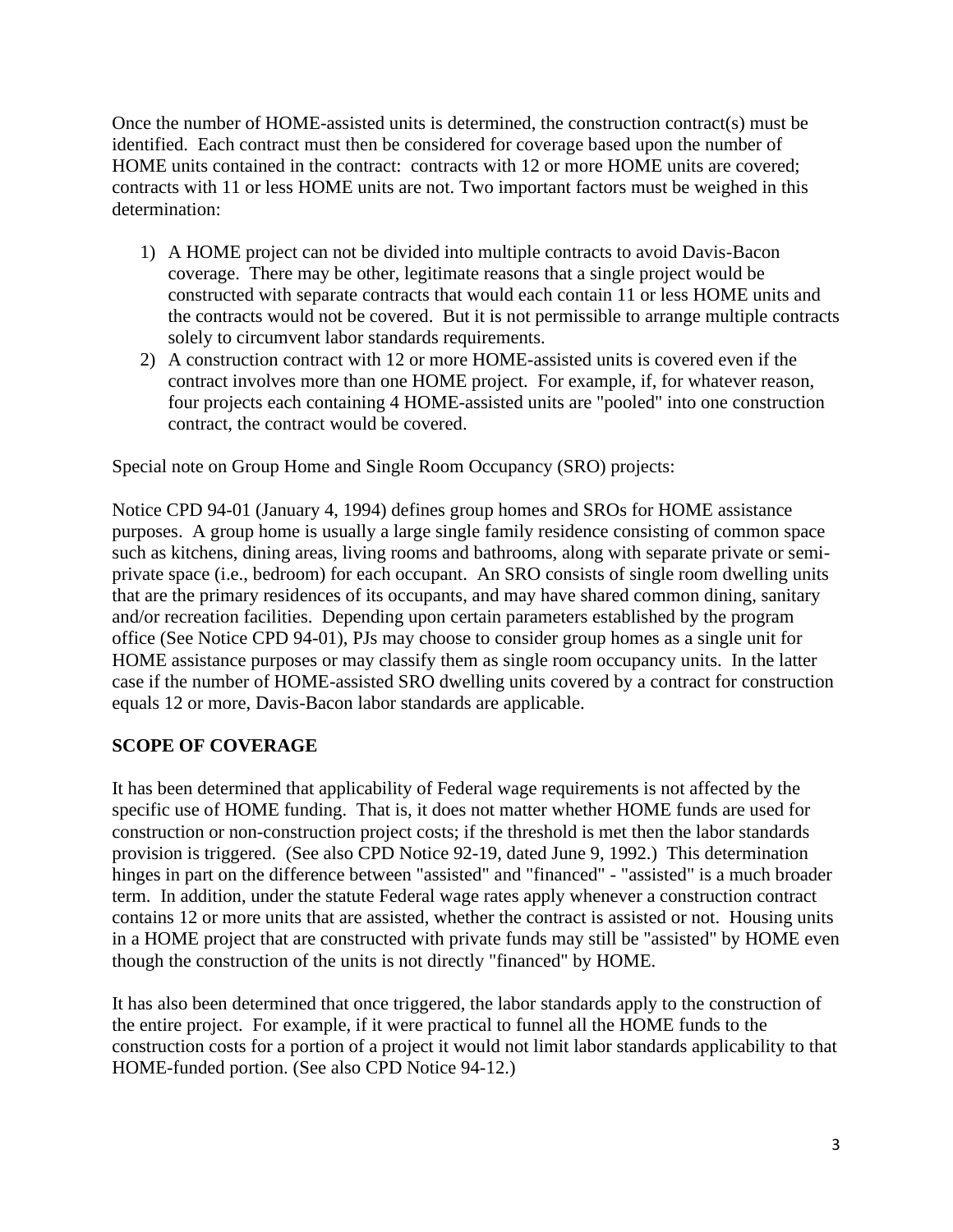Once the number of HOME-assisted units is determined, the construction contract(s) must be identified. Each contract must then be considered for coverage based upon the number of HOME units contained in the contract: contracts with 12 or more HOME units are covered; contracts with 11 or less HOME units are not. Two important factors must be weighed in this determination:

1) A HOME project can not be divided into multiple contracts to avoid Davis-Bacon coverage. There may be other, legitimate reasons that a single project would be constructed with separate contracts that would each contain 11 or less HOME units and the contracts would not be covered. But it is not permissible to arrange multiple contracts solely to circumvent labor standards requirements.
2) A construction contract with 12 or more HOME-assisted units is covered even if the contract involves more than one HOME project. For example, if, for whatever reason, four projects each containing 4 HOME-assisted units are "pooled" into one construction contract, the contract would be covered.

Special note on Group Home and Single Room Occupancy (SRO) projects:

Notice CPD 94-01 (January 4, 1994) defines group homes and SROs for HOME assistance purposes. A group home is usually a large single family residence consisting of common space such as kitchens, dining areas, living rooms and bathrooms, along with separate private or semi-private space (i.e., bedroom) for each occupant. An SRO consists of single room dwelling units that are the primary residences of its occupants, and may have shared common dining, sanitary and/or recreation facilities. Depending upon certain parameters established by the program office (See Notice CPD 94-01), PJs may choose to consider group homes as a single unit for HOME assistance purposes or may classify them as single room occupancy units. In the latter case if the number of HOME-assisted SRO dwelling units covered by a contract for construction equals 12 or more, Davis-Bacon labor standards are applicable.

## SCOPE OF COVERAGE

It has been determined that applicability of Federal wage requirements is not affected by the specific use of HOME funding. That is, it does not matter whether HOME funds are used for construction or non-construction project costs; if the threshold is met then the labor standards provision is triggered. (See also CPD Notice 92-19, dated June 9, 1992.) This determination hinges in part on the difference between "assisted" and "financed" - "assisted" is a much broader term. In addition, under the statute Federal wage rates apply whenever a construction contract contains 12 or more units that are assisted, whether the contract is assisted or not. Housing units in a HOME project that are constructed with private funds may still be "assisted" by HOME even though the construction of the units is not directly "financed" by HOME.

It has also been determined that once triggered, the labor standards apply to the construction of the entire project. For example, if it were practical to funnel all the HOME funds to the construction costs for a portion of a project it would not limit labor standards applicability to that HOME-funded portion. (See also CPD Notice 94-12.)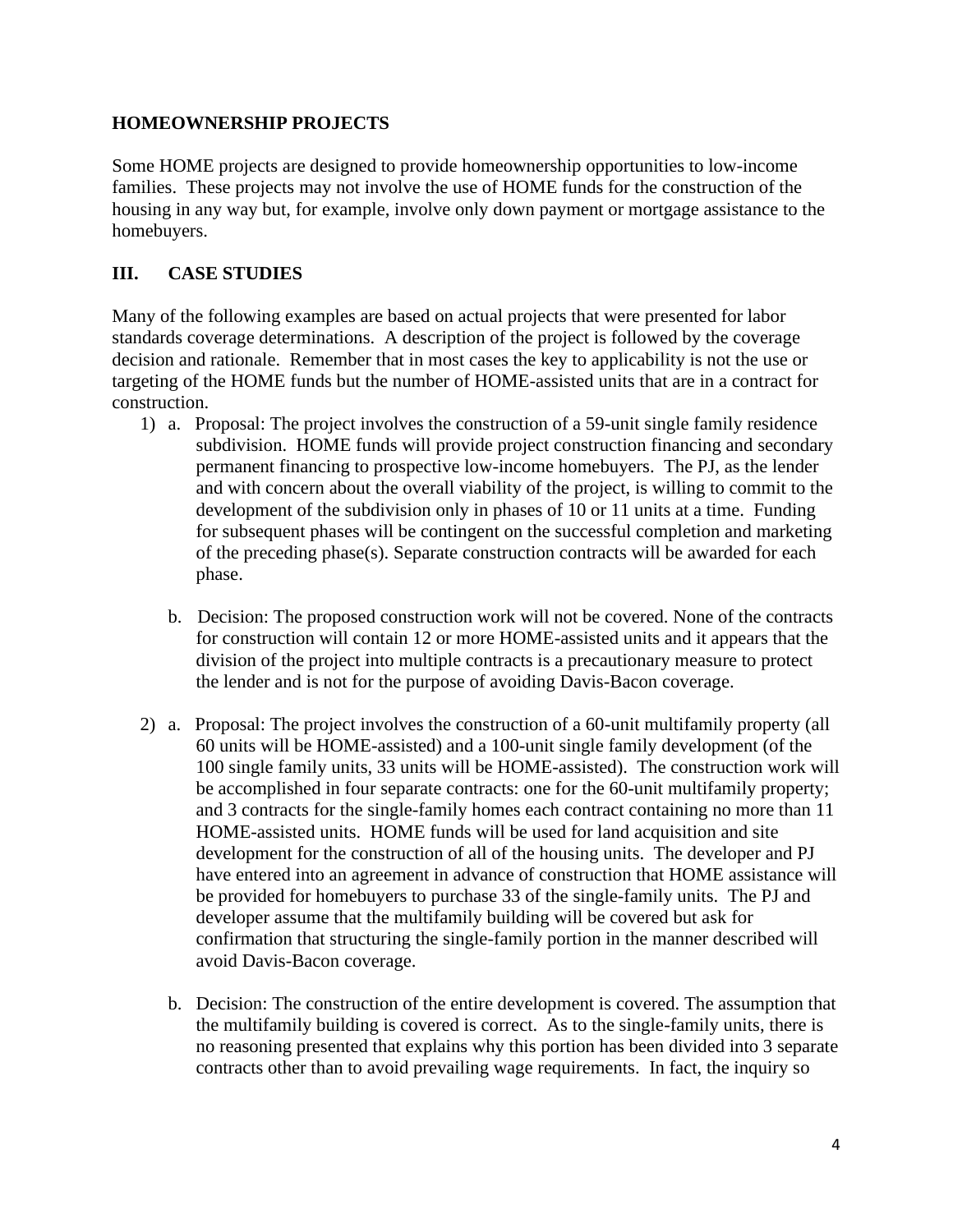**HOMEOWNERSHIP PROJECTS**

Some HOME projects are designed to provide homeownership opportunities to low-income families. These projects may not involve the use of HOME funds for the construction of the housing in any way but, for example, involve only down payment or mortgage assistance to the homebuyers.

## III. CASE STUDIES

Many of the following examples are based on actual projects that were presented for labor standards coverage determinations. A description of the project is followed by the coverage decision and rationale. Remember that in most cases the key to applicability is not the use or targeting of the HOME funds but the number of HOME-assisted units that are in a contract for construction.

1) a. Proposal: The project involves the construction of a 59-unit single family residence subdivision. HOME funds will provide project construction financing and secondary permanent financing to prospective low-income homebuyers. The PJ, as the lender and with concern about the overall viability of the project, is willing to commit to the development of the subdivision only in phases of 10 or 11 units at a time. Funding for subsequent phases will be contingent on the successful completion and marketing of the preceding phase(s). Separate construction contracts will be awarded for each phase.

   b. Decision: The proposed construction work will not be covered. None of the contracts for construction will contain 12 or more HOME-assisted units and it appears that the division of the project into multiple contracts is a precautionary measure to protect the lender and is not for the purpose of avoiding Davis-Bacon coverage.

2) a. Proposal: The project involves the construction of a 60-unit multifamily property (all 60 units will be HOME-assisted) and a 100-unit single family development (of the 100 single family units, 33 units will be HOME-assisted). The construction work will be accomplished in four separate contracts: one for the 60-unit multifamily property; and 3 contracts for the single-family homes each contract containing no more than 11 HOME-assisted units. HOME funds will be used for land acquisition and site development for the construction of all of the housing units. The developer and PJ have entered into an agreement in advance of construction that HOME assistance will be provided for homebuyers to purchase 33 of the single-family units. The PJ and developer assume that the multifamily building will be covered but ask for confirmation that structuring the single-family portion in the manner described will avoid Davis-Bacon coverage.

   b. Decision: The construction of the entire development is covered. The assumption that the multifamily building is covered is correct. As to the single-family units, there is no reasoning presented that explains why this portion has been divided into 3 separate contracts other than to avoid prevailing wage requirements. In fact, the inquiry so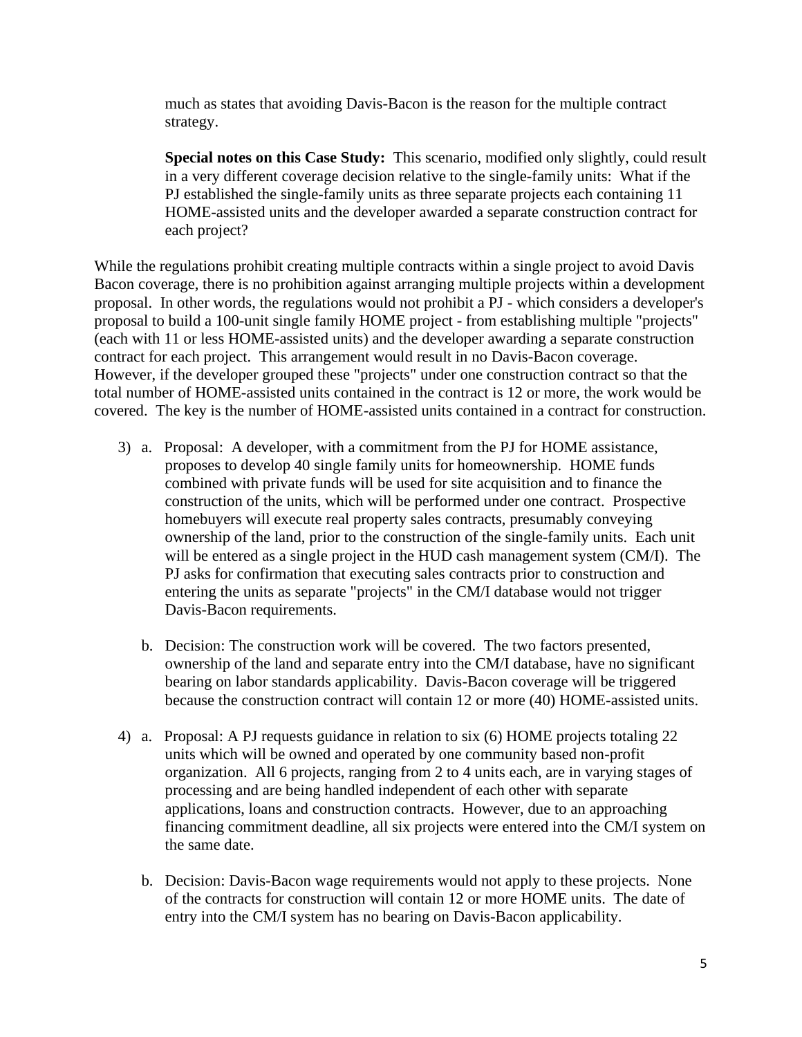much as states that avoiding Davis-Bacon is the reason for the multiple contract strategy.

**Special notes on this Case Study:** This scenario, modified only slightly, could result in a very different coverage decision relative to the single-family units: What if the PJ established the single-family units as three separate projects each containing 11 HOME-assisted units and the developer awarded a separate construction contract for each project?

While the regulations prohibit creating multiple contracts within a single project to avoid Davis Bacon coverage, there is no prohibition against arranging multiple projects within a development proposal. In other words, the regulations would not prohibit a PJ - which considers a developer's proposal to build a 100-unit single family HOME project - from establishing multiple "projects" (each with 11 or less HOME-assisted units) and the developer awarding a separate construction contract for each project. This arrangement would result in no Davis-Bacon coverage. However, if the developer grouped these "projects" under one construction contract so that the total number of HOME-assisted units contained in the contract is 12 or more, the work would be covered. The key is the number of HOME-assisted units contained in a contract for construction.

3) a. Proposal: A developer, with a commitment from the PJ for HOME assistance, proposes to develop 40 single family units for homeownership. HOME funds combined with private funds will be used for site acquisition and to finance the construction of the units, which will be performed under one contract. Prospective homebuyers will execute real property sales contracts, presumably conveying ownership of the land, prior to the construction of the single-family units. Each unit will be entered as a single project in the HUD cash management system (CM/I). The PJ asks for confirmation that executing sales contracts prior to construction and entering the units as separate "projects" in the CM/I database would not trigger Davis-Bacon requirements.

   b. Decision: The construction work will be covered. The two factors presented, ownership of the land and separate entry into the CM/I database, have no significant bearing on labor standards applicability. Davis-Bacon coverage will be triggered because the construction contract will contain 12 or more (40) HOME-assisted units.

4) a. Proposal: A PJ requests guidance in relation to six (6) HOME projects totaling 22 units which will be owned and operated by one community based non-profit organization. All 6 projects, ranging from 2 to 4 units each, are in varying stages of processing and are being handled independent of each other with separate applications, loans and construction contracts. However, due to an approaching financing commitment deadline, all six projects were entered into the CM/I system on the same date.

   b. Decision: Davis-Bacon wage requirements would not apply to these projects. None of the contracts for construction will contain 12 or more HOME units. The date of entry into the CM/I system has no bearing on Davis-Bacon applicability.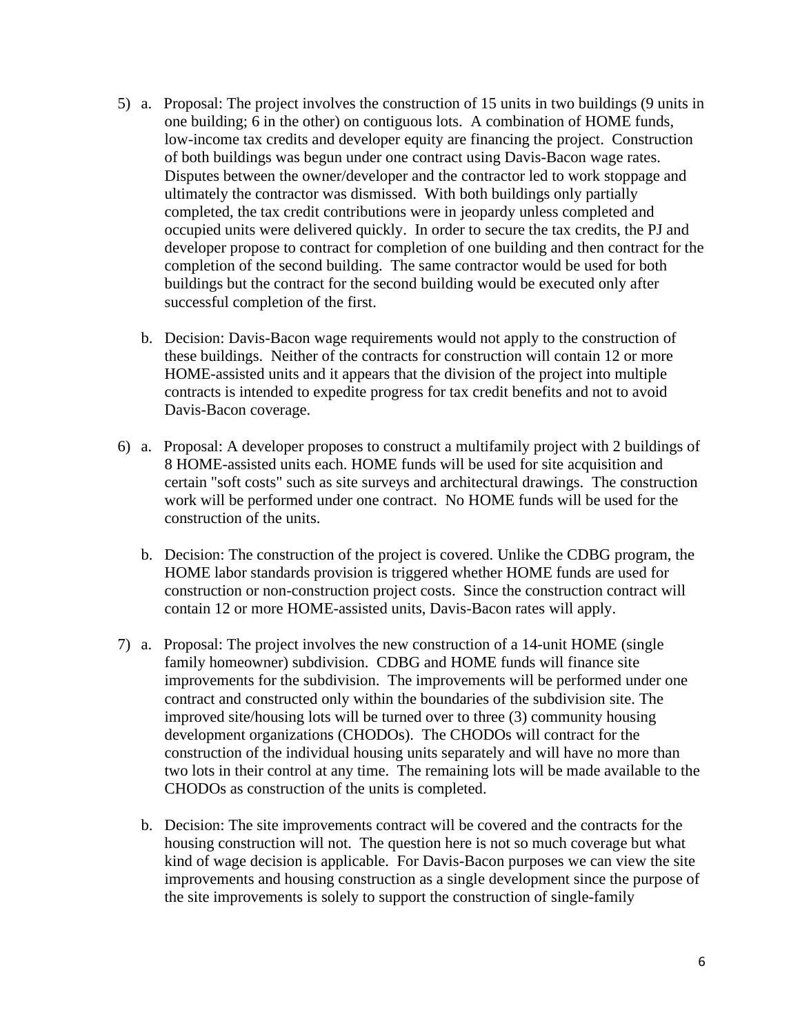5) a. Proposal: The project involves the construction of 15 units in two buildings (9 units in one building; 6 in the other) on contiguous lots. A combination of HOME funds, low-income tax credits and developer equity are financing the project. Construction of both buildings was begun under one contract using Davis-Bacon wage rates. Disputes between the owner/developer and the contractor led to work stoppage and ultimately the contractor was dismissed. With both buildings only partially completed, the tax credit contributions were in jeopardy unless completed and occupied units were delivered quickly. In order to secure the tax credits, the PJ and developer propose to contract for completion of one building and then contract for the completion of the second building. The same contractor would be used for both buildings but the contract for the second building would be executed only after successful completion of the first.

   b. Decision: Davis-Bacon wage requirements would not apply to the construction of these buildings. Neither of the contracts for construction will contain 12 or more HOME-assisted units and it appears that the division of the project into multiple contracts is intended to expedite progress for tax credit benefits and not to avoid Davis-Bacon coverage.

6) a. Proposal: A developer proposes to construct a multifamily project with 2 buildings of 8 HOME-assisted units each. HOME funds will be used for site acquisition and certain "soft costs" such as site surveys and architectural drawings. The construction work will be performed under one contract. No HOME funds will be used for the construction of the units.

   b. Decision: The construction of the project is covered. Unlike the CDBG program, the HOME labor standards provision is triggered whether HOME funds are used for construction or non-construction project costs. Since the construction contract will contain 12 or more HOME-assisted units, Davis-Bacon rates will apply.

7) a. Proposal: The project involves the new construction of a 14-unit HOME (single family homeowner) subdivision. CDBG and HOME funds will finance site improvements for the subdivision. The improvements will be performed under one contract and constructed only within the boundaries of the subdivision site. The improved site/housing lots will be turned over to three (3) community housing development organizations (CHODOs). The CHODOs will contract for the construction of the individual housing units separately and will have no more than two lots in their control at any time. The remaining lots will be made available to the CHODOs as construction of the units is completed.

   b. Decision: The site improvements contract will be covered and the contracts for the housing construction will not. The question here is not so much coverage but what kind of wage decision is applicable. For Davis-Bacon purposes we can view the site improvements and housing construction as a single development since the purpose of the site improvements is solely to support the construction of single-family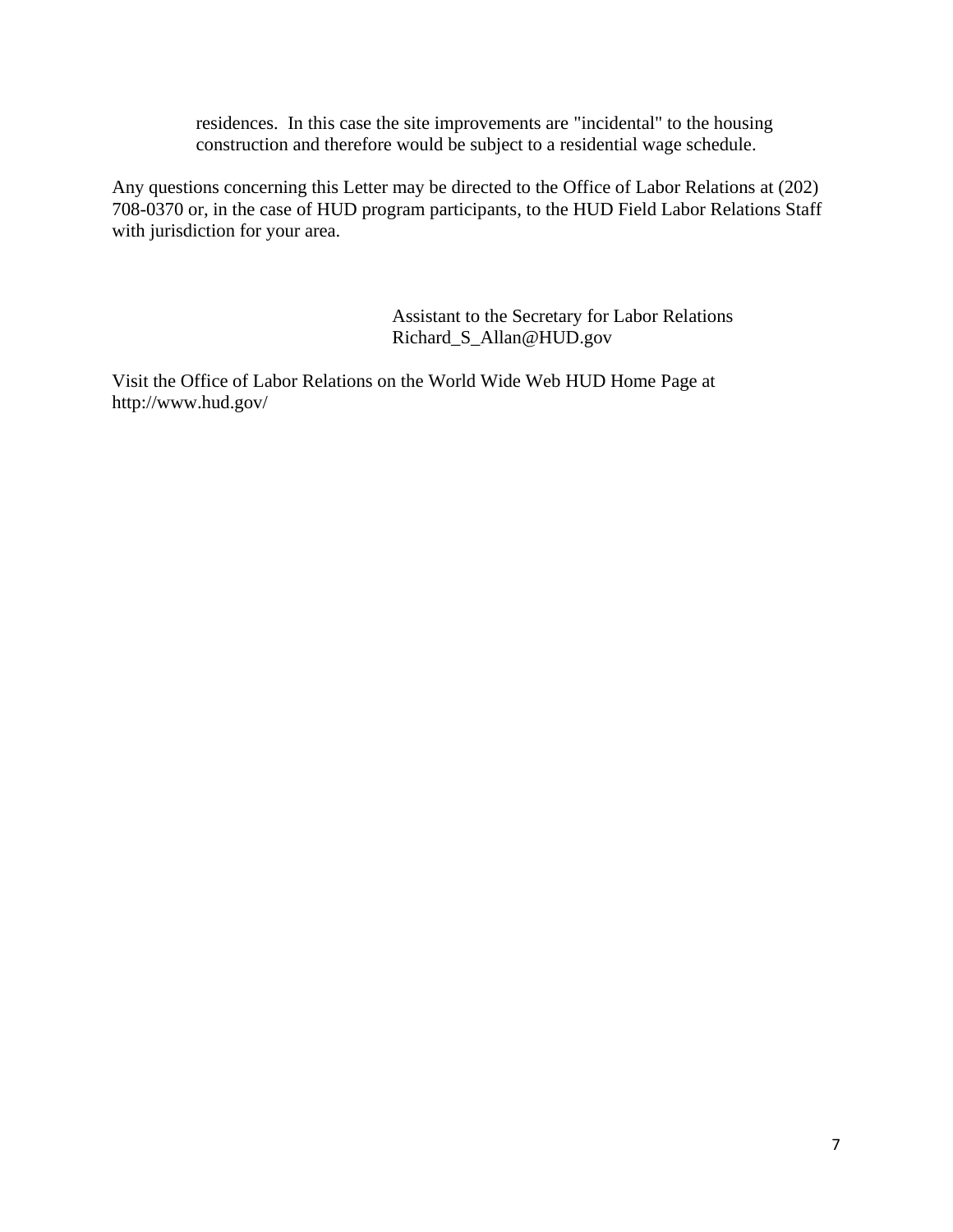residences. In this case the site improvements are "incidental" to the housing construction and therefore would be subject to a residential wage schedule.

Any questions concerning this Letter may be directed to the Office of Labor Relations at (202) 708-0370 or, in the case of HUD program participants, to the HUD Field Labor Relations Staff with jurisdiction for your area.

Assistant to the Secretary for Labor Relations
Richard_S_Allan@HUD.gov

Visit the Office of Labor Relations on the World Wide Web HUD Home Page at http://www.hud.gov/